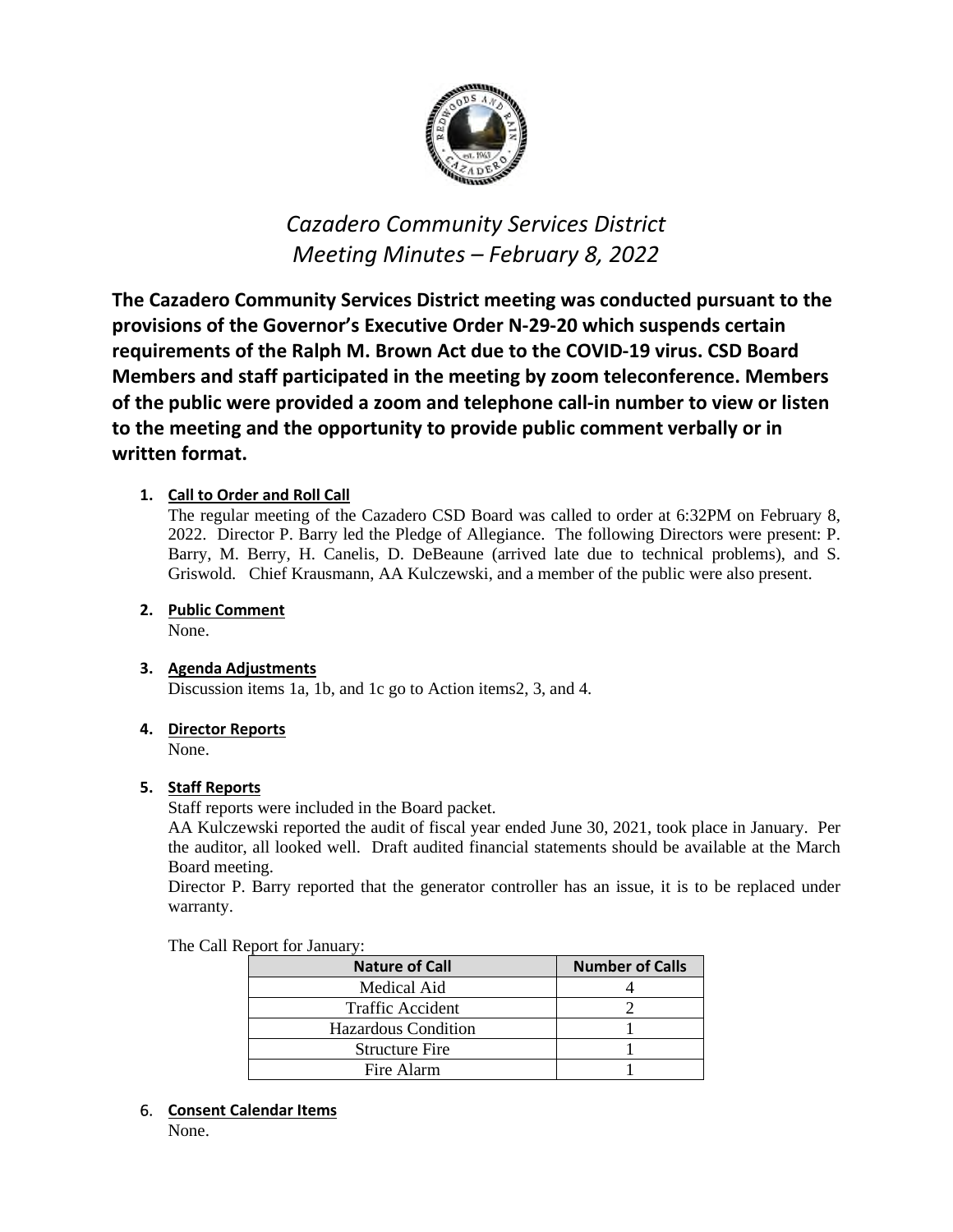# *Cazadero Community Services District*
# *Meeting Minutes – February 8, 2022*

**The Cazadero Community Services District meeting was conducted pursuant to the provisions of the Governor's Executive Order N-29-20 which suspends certain requirements of the Ralph M. Brown Act due to the COVID-19 virus. CSD Board Members and staff participated in the meeting by zoom teleconference. Members of the public were provided a zoom and telephone call-in number to view or listen to the meeting and the opportunity to provide public comment verbally or in written format.**

1. **Call to Order and Roll Call**

   The regular meeting of the Cazadero CSD Board was called to order at 6:32PM on February 8, 2022. Director P. Barry led the Pledge of Allegiance. The following Directors were present: P. Barry, M. Berry, H. Canelis, D. DeBeaune (arrived late due to technical problems), and S. Griswold. Chief Krausmann, AA Kulczewski, and a member of the public were also present.

2. **Public Comment**

   None.

3. **Agenda Adjustments**

   Discussion items 1a, 1b, and 1c go to Action items2, 3, and 4.

4. **Director Reports**

   None.

5. **Staff Reports**

   Staff reports were included in the Board packet.

   AA Kulczewski reported the audit of fiscal year ended June 30, 2021, took place in January. Per the auditor, all looked well. Draft audited financial statements should be available at the March Board meeting.

   Director P. Barry reported that the generator controller has an issue, it is to be replaced under warranty.

   The Call Report for January:

   | Nature of Call | Number of Calls |
   |---|---|
   | Medical Aid | 4 |
   | Traffic Accident | 2 |
   | Hazardous Condition | 1 |
   | Structure Fire | 1 |
   | Fire Alarm | 1 |

6. **Consent Calendar Items**

   None.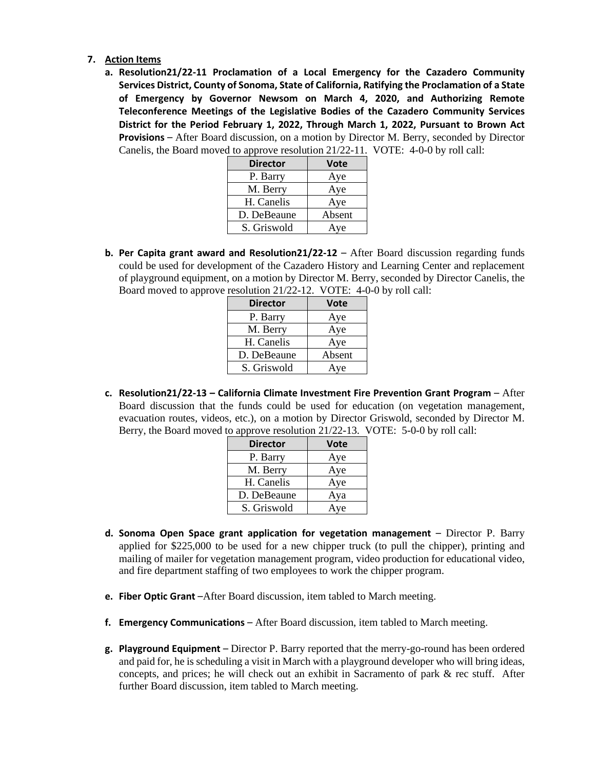7. **Action Items**
   a. **Resolution21/22-11 Proclamation of a Local Emergency for the Cazadero Community Services District, County of Sonoma, State of California, Ratifying the Proclamation of a State of Emergency by Governor Newsom on March 4, 2020, and Authorizing Remote Teleconference Meetings of the Legislative Bodies of the Cazadero Community Services District for the Period February 1, 2022, Through March 1, 2022, Pursuant to Brown Act Provisions** – After Board discussion, on a motion by Director M. Berry, seconded by Director Canelis, the Board moved to approve resolution 21/22-11. VOTE: 4-0-0 by roll call:

| Director | Vote |
|---|---|
| P. Barry | Aye |
| M. Berry | Aye |
| H. Canelis | Aye |
| D. DeBeaune | Absent |
| S. Griswold | Aye |

   b. **Per Capita grant award and Resolution21/22-12** – After Board discussion regarding funds could be used for development of the Cazadero History and Learning Center and replacement of playground equipment, on a motion by Director M. Berry, seconded by Director Canelis, the Board moved to approve resolution 21/22-12. VOTE: 4-0-0 by roll call:

| Director | Vote |
|---|---|
| P. Barry | Aye |
| M. Berry | Aye |
| H. Canelis | Aye |
| D. DeBeaune | Absent |
| S. Griswold | Aye |

   c. **Resolution21/22-13 – California Climate Investment Fire Prevention Grant Program** – After Board discussion that the funds could be used for education (on vegetation management, evacuation routes, videos, etc.), on a motion by Director Griswold, seconded by Director M. Berry, the Board moved to approve resolution 21/22-13. VOTE: 5-0-0 by roll call:

| Director | Vote |
|---|---|
| P. Barry | Aye |
| M. Berry | Aye |
| H. Canelis | Aye |
| D. DeBeaune | Aya |
| S. Griswold | Aye |

   d. **Sonoma Open Space grant application for vegetation management** – Director P. Barry applied for $225,000 to be used for a new chipper truck (to pull the chipper), printing and mailing of mailer for vegetation management program, video production for educational video, and fire department staffing of two employees to work the chipper program.

   e. **Fiber Optic Grant** –After Board discussion, item tabled to March meeting.

   f. **Emergency Communications** – After Board discussion, item tabled to March meeting.

   g. **Playground Equipment** – Director P. Barry reported that the merry-go-round has been ordered and paid for, he is scheduling a visit in March with a playground developer who will bring ideas, concepts, and prices; he will check out an exhibit in Sacramento of park & rec stuff. After further Board discussion, item tabled to March meeting.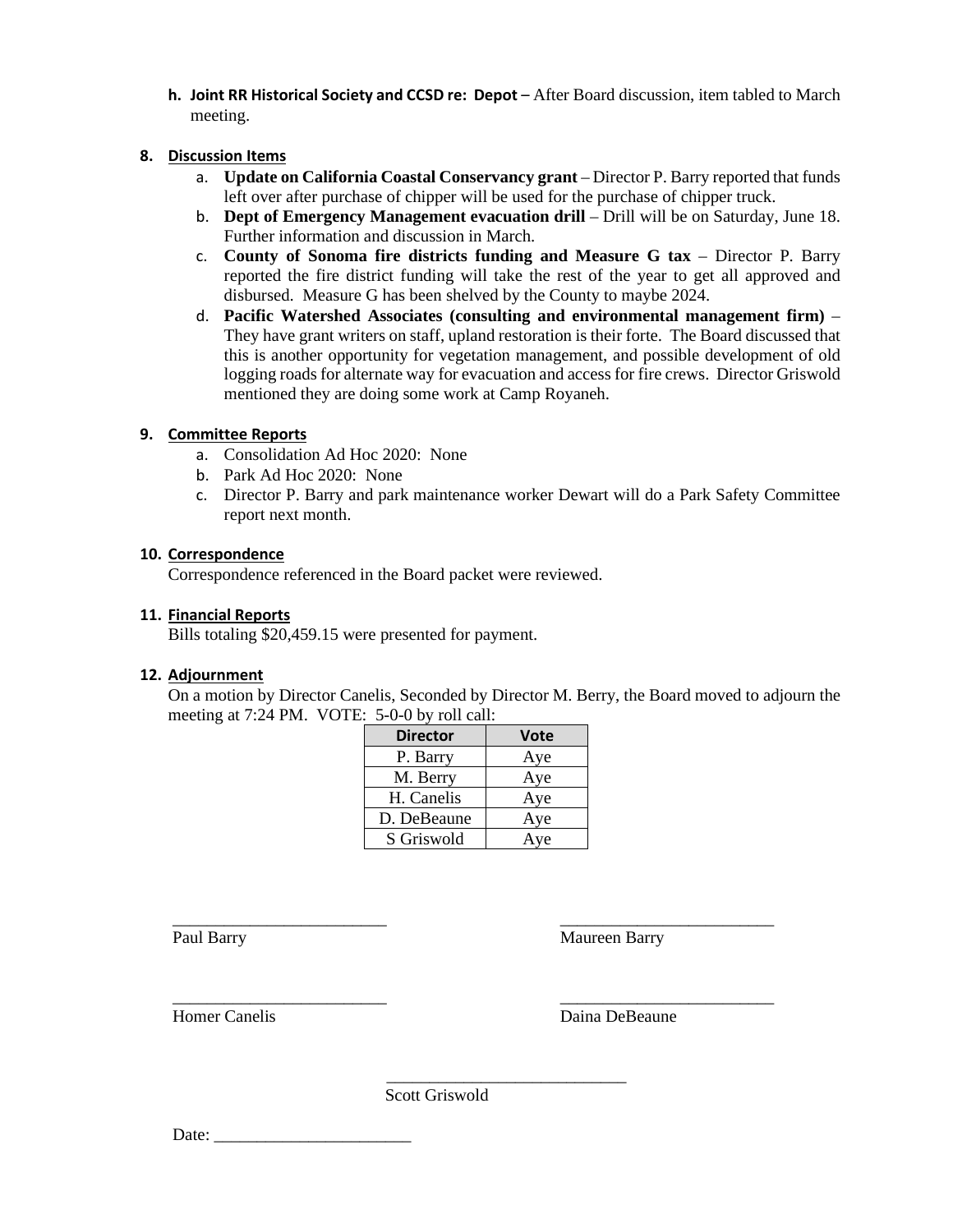h. **Joint RR Historical Society and CCSD re: Depot –** After Board discussion, item tabled to March meeting.

**8. Discussion Items**

a. **Update on California Coastal Conservancy grant** – Director P. Barry reported that funds left over after purchase of chipper will be used for the purchase of chipper truck.

b. **Dept of Emergency Management evacuation drill** – Drill will be on Saturday, June 18. Further information and discussion in March.

c. **County of Sonoma fire districts funding and Measure G tax** – Director P. Barry reported the fire district funding will take the rest of the year to get all approved and disbursed. Measure G has been shelved by the County to maybe 2024.

d. **Pacific Watershed Associates (consulting and environmental management firm)** – They have grant writers on staff, upland restoration is their forte. The Board discussed that this is another opportunity for vegetation management, and possible development of old logging roads for alternate way for evacuation and access for fire crews. Director Griswold mentioned they are doing some work at Camp Royaneh.

**9. Committee Reports**

a. Consolidation Ad Hoc 2020: None

b. Park Ad Hoc 2020: None

c. Director P. Barry and park maintenance worker Dewart will do a Park Safety Committee report next month.

**10. Correspondence**

Correspondence referenced in the Board packet were reviewed.

**11. Financial Reports**

Bills totaling $20,459.15 were presented for payment.

**12. Adjournment**

On a motion by Director Canelis, Seconded by Director M. Berry, the Board moved to adjourn the meeting at 7:24 PM. VOTE: 5-0-0 by roll call:

| Director | Vote |
|---|---|
| P. Barry | Aye |
| M. Berry | Aye |
| H. Canelis | Aye |
| D. DeBeaune | Aye |
| S Griswold | Aye |

_________________________ Paul Barry

_________________________ Maureen Barry

_________________________ Homer Canelis

_________________________ Daina DeBeaune

_________________________ Scott Griswold

Date: _______________________